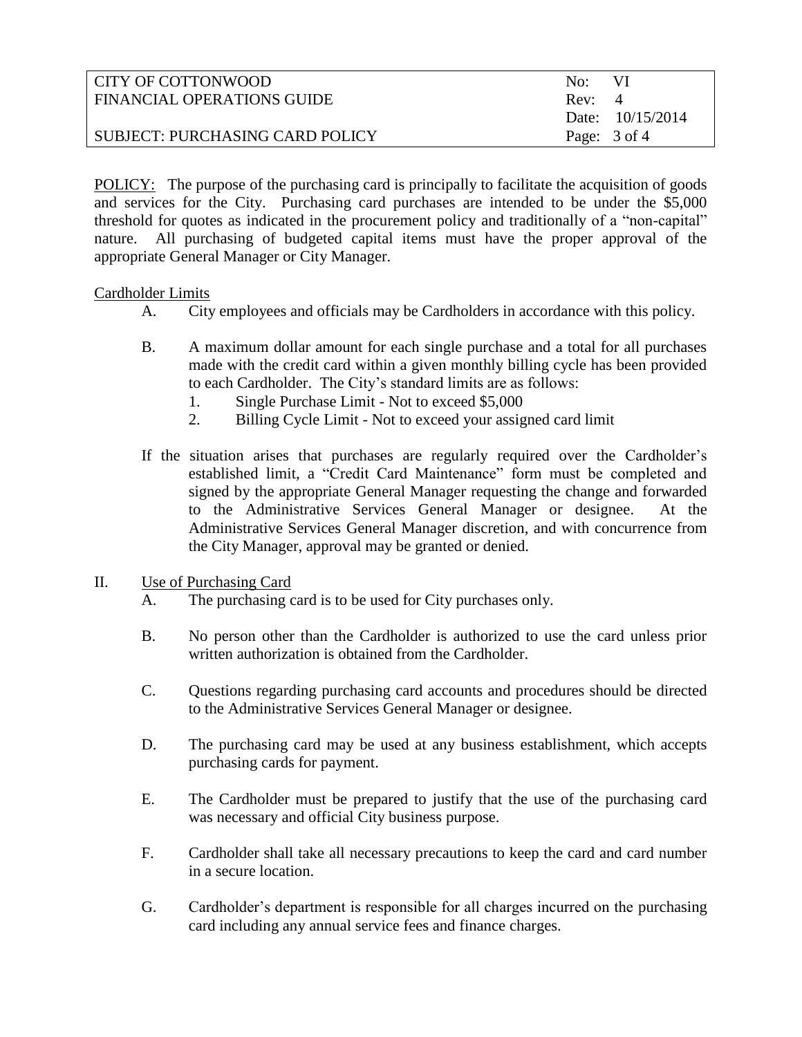POLICY: The purpose of the purchasing card is principally to facilitate the acquisition of goods and services for the City. Purchasing card purchases are intended to be under the $5,000 threshold for quotes as indicated in the procurement policy and traditionally of a "non-capital" nature. All purchasing of budgeted capital items must have the proper approval of the appropriate General Manager or City Manager.

Cardholder Limits

A. City employees and officials may be Cardholders in accordance with this policy.

B. A maximum dollar amount for each single purchase and a total for all purchases made with the credit card within a given monthly billing cycle has been provided to each Cardholder. The City's standard limits are as follows:
   1. Single Purchase Limit - Not to exceed $5,000
   2. Billing Cycle Limit - Not to exceed your assigned card limit

If the situation arises that purchases are regularly required over the Cardholder's established limit, a "Credit Card Maintenance" form must be completed and signed by the appropriate General Manager requesting the change and forwarded to the Administrative Services General Manager or designee. At the Administrative Services General Manager discretion, and with concurrence from the City Manager, approval may be granted or denied.

II. Use of Purchasing Card

A. The purchasing card is to be used for City purchases only.

B. No person other than the Cardholder is authorized to use the card unless prior written authorization is obtained from the Cardholder.

C. Questions regarding purchasing card accounts and procedures should be directed to the Administrative Services General Manager or designee.

D. The purchasing card may be used at any business establishment, which accepts purchasing cards for payment.

E. The Cardholder must be prepared to justify that the use of the purchasing card was necessary and official City business purpose.

F. Cardholder shall take all necessary precautions to keep the card and card number in a secure location.

G. Cardholder's department is responsible for all charges incurred on the purchasing card including any annual service fees and finance charges.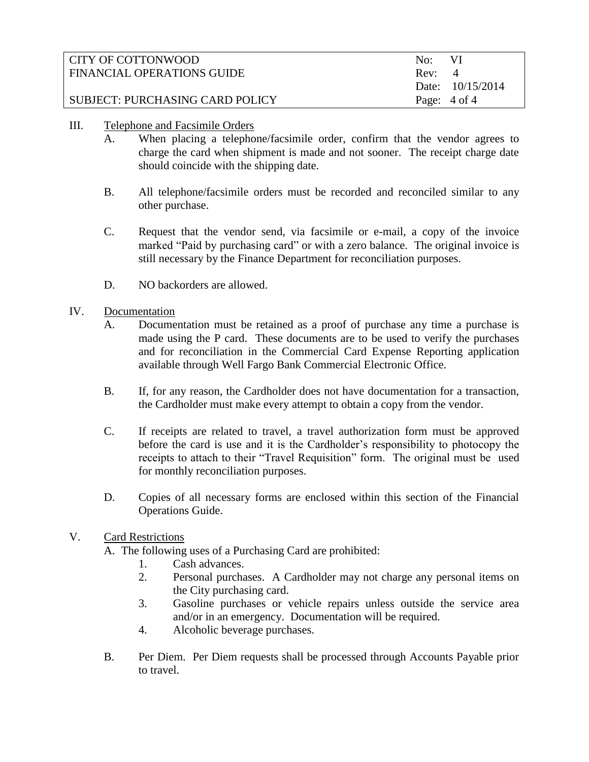## III. Telephone and Facsimile Orders

A. When placing a telephone/facsimile order, confirm that the vendor agrees to charge the card when shipment is made and not sooner. The receipt charge date should coincide with the shipping date.

B. All telephone/facsimile orders must be recorded and reconciled similar to any other purchase.

C. Request that the vendor send, via facsimile or e-mail, a copy of the invoice marked "Paid by purchasing card" or with a zero balance. The original invoice is still necessary by the Finance Department for reconciliation purposes.

D. NO backorders are allowed.

## IV. Documentation

A. Documentation must be retained as a proof of purchase any time a purchase is made using the P card. These documents are to be used to verify the purchases and for reconciliation in the Commercial Card Expense Reporting application available through Well Fargo Bank Commercial Electronic Office.

B. If, for any reason, the Cardholder does not have documentation for a transaction, the Cardholder must make every attempt to obtain a copy from the vendor.

C. If receipts are related to travel, a travel authorization form must be approved before the card is use and it is the Cardholder's responsibility to photocopy the receipts to attach to their "Travel Requisition" form. The original must be used for monthly reconciliation purposes.

D. Copies of all necessary forms are enclosed within this section of the Financial Operations Guide.

## V. Card Restrictions

A. The following uses of a Purchasing Card are prohibited:

1. Cash advances.
2. Personal purchases. A Cardholder may not charge any personal items on the City purchasing card.
3. Gasoline purchases or vehicle repairs unless outside the service area and/or in an emergency. Documentation will be required.
4. Alcoholic beverage purchases.

B. Per Diem. Per Diem requests shall be processed through Accounts Payable prior to travel.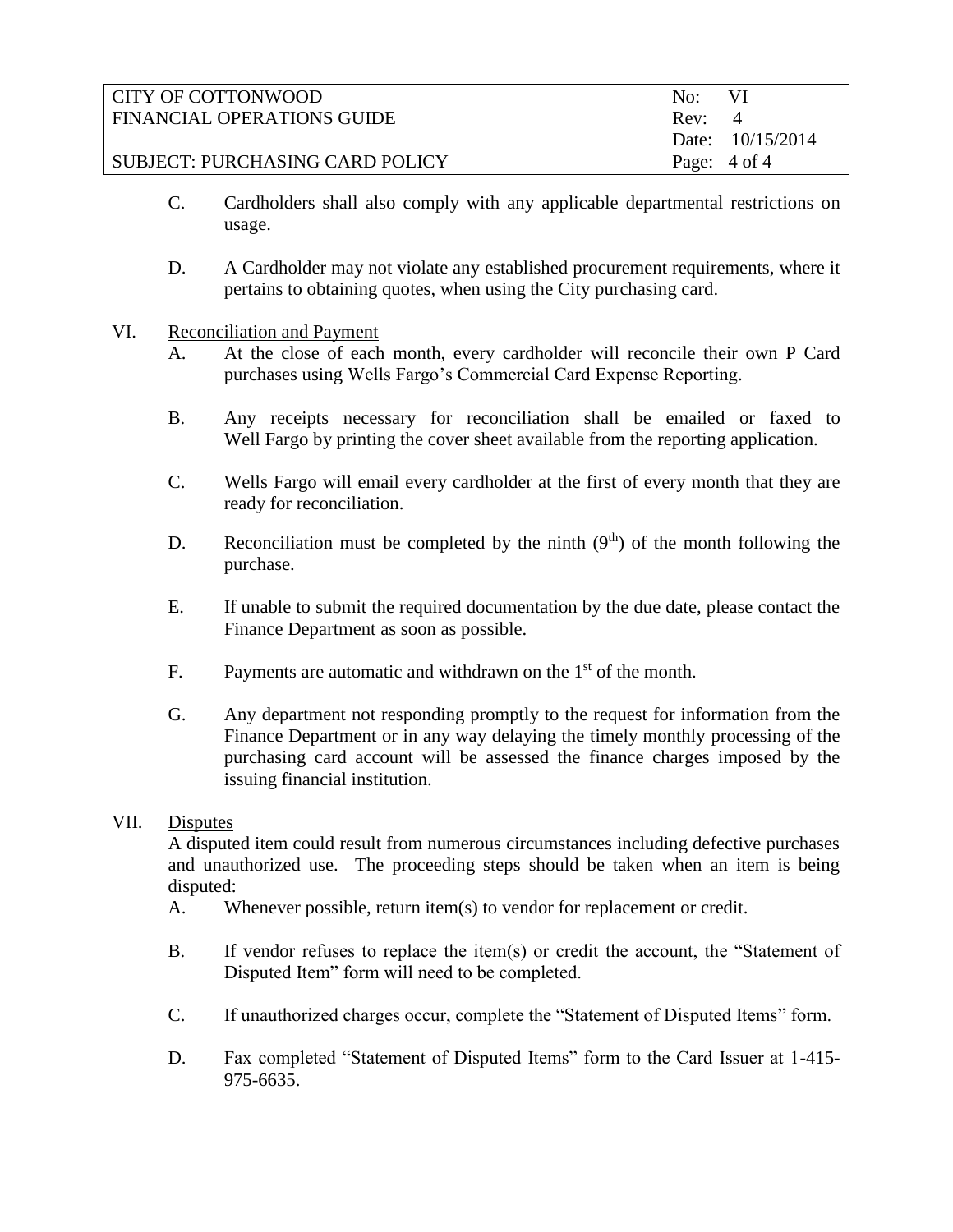C. Cardholders shall also comply with any applicable departmental restrictions on usage.

D. A Cardholder may not violate any established procurement requirements, where it pertains to obtaining quotes, when using the City purchasing card.

VI. Reconciliation and Payment

A. At the close of each month, every cardholder will reconcile their own P Card purchases using Wells Fargo's Commercial Card Expense Reporting.

B. Any receipts necessary for reconciliation shall be emailed or faxed to Well Fargo by printing the cover sheet available from the reporting application.

C. Wells Fargo will email every cardholder at the first of every month that they are ready for reconciliation.

D. Reconciliation must be completed by the ninth (9th) of the month following the purchase.

E. If unable to submit the required documentation by the due date, please contact the Finance Department as soon as possible.

F. Payments are automatic and withdrawn on the 1st of the month.

G. Any department not responding promptly to the request for information from the Finance Department or in any way delaying the timely monthly processing of the purchasing card account will be assessed the finance charges imposed by the issuing financial institution.

VII. Disputes

A disputed item could result from numerous circumstances including defective purchases and unauthorized use. The proceeding steps should be taken when an item is being disputed:

A. Whenever possible, return item(s) to vendor for replacement or credit.

B. If vendor refuses to replace the item(s) or credit the account, the "Statement of Disputed Item" form will need to be completed.

C. If unauthorized charges occur, complete the "Statement of Disputed Items" form.

D. Fax completed "Statement of Disputed Items" form to the Card Issuer at 1-415-975-6635.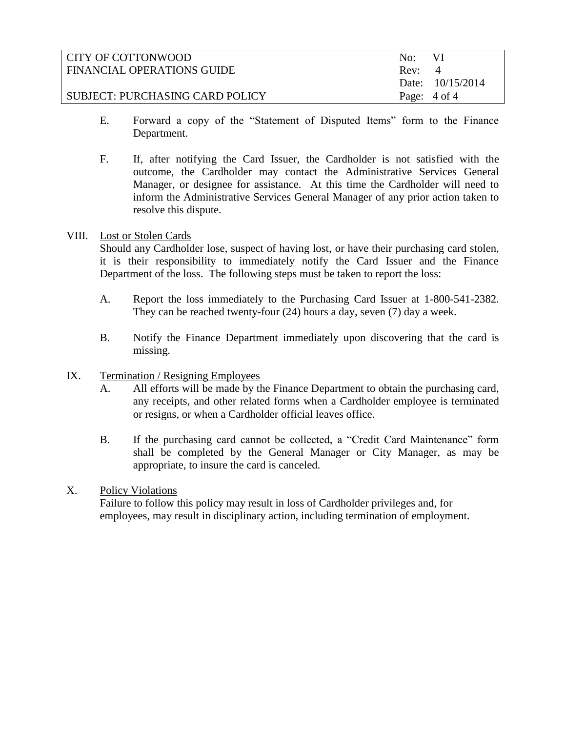E. Forward a copy of the "Statement of Disputed Items" form to the Finance Department.

F. If, after notifying the Card Issuer, the Cardholder is not satisfied with the outcome, the Cardholder may contact the Administrative Services General Manager, or designee for assistance. At this time the Cardholder will need to inform the Administrative Services General Manager of any prior action taken to resolve this dispute.

## VIII. Lost or Stolen Cards

Should any Cardholder lose, suspect of having lost, or have their purchasing card stolen, it is their responsibility to immediately notify the Card Issuer and the Finance Department of the loss. The following steps must be taken to report the loss:

A. Report the loss immediately to the Purchasing Card Issuer at 1-800-541-2382. They can be reached twenty-four (24) hours a day, seven (7) day a week.

B. Notify the Finance Department immediately upon discovering that the card is missing.

## IX. Termination / Resigning Employees

A. All efforts will be made by the Finance Department to obtain the purchasing card, any receipts, and other related forms when a Cardholder employee is terminated or resigns, or when a Cardholder official leaves office.

B. If the purchasing card cannot be collected, a "Credit Card Maintenance" form shall be completed by the General Manager or City Manager, as may be appropriate, to insure the card is canceled.

## X. Policy Violations

Failure to follow this policy may result in loss of Cardholder privileges and, for employees, may result in disciplinary action, including termination of employment.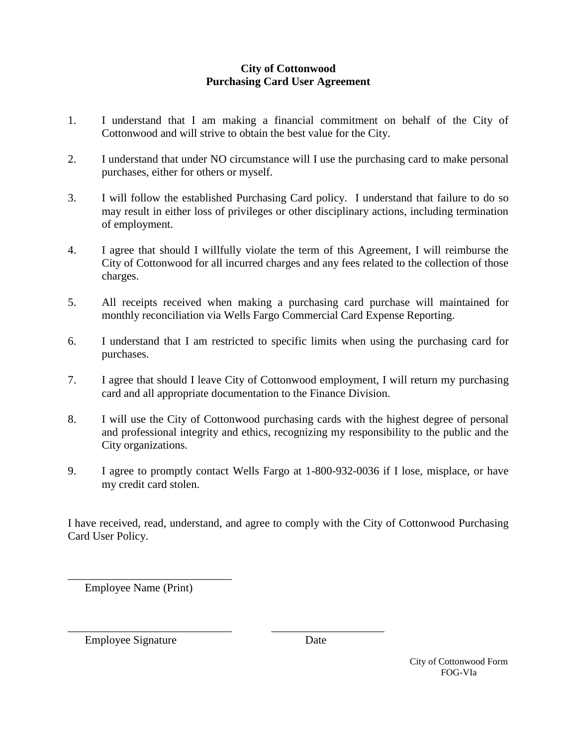# City of Cottonwood
## Purchasing Card User Agreement

1. I understand that I am making a financial commitment on behalf of the City of Cottonwood and will strive to obtain the best value for the City.

2. I understand that under NO circumstance will I use the purchasing card to make personal purchases, either for others or myself.

3. I will follow the established Purchasing Card policy. I understand that failure to do so may result in either loss of privileges or other disciplinary actions, including termination of employment.

4. I agree that should I willfully violate the term of this Agreement, I will reimburse the City of Cottonwood for all incurred charges and any fees related to the collection of those charges.

5. All receipts received when making a purchasing card purchase will maintained for monthly reconciliation via Wells Fargo Commercial Card Expense Reporting.

6. I understand that I am restricted to specific limits when using the purchasing card for purchases.

7. I agree that should I leave City of Cottonwood employment, I will return my purchasing card and all appropriate documentation to the Finance Division.

8. I will use the City of Cottonwood purchasing cards with the highest degree of personal and professional integrity and ethics, recognizing my responsibility to the public and the City organizations.

9. I agree to promptly contact Wells Fargo at 1-800-932-0036 if I lose, misplace, or have my credit card stolen.

I have received, read, understand, and agree to comply with the City of Cottonwood Purchasing Card User Policy.

______________________________
Employee Name (Print)

______________________________ ____________________
Employee Signature Date

City of Cottonwood Form
FOG-VIa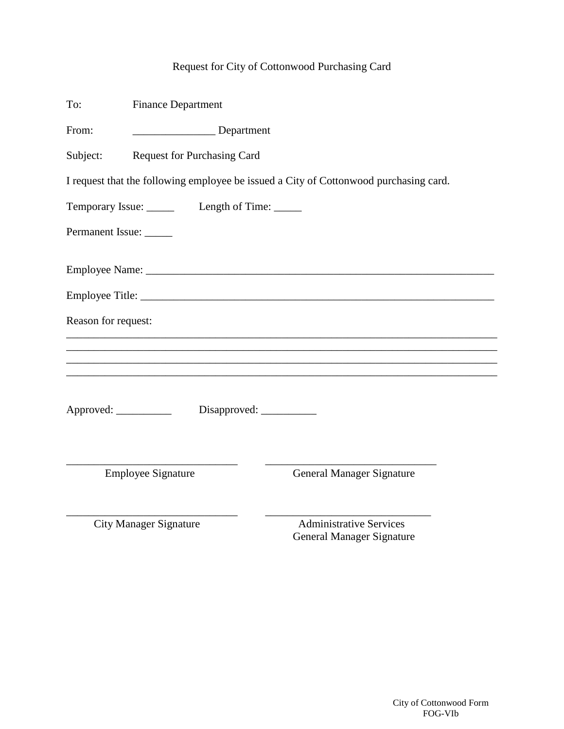# Request for City of Cottonwood Purchasing Card

To: Finance Department

From: _______________ Department

Subject: Request for Purchasing Card

I request that the following employee be issued a City of Cottonwood purchasing card.

Temporary Issue: _____ Length of Time: _____

Permanent Issue: _____

Employee Name: ___________________________________________________________________

Employee Title: ___________________________________________________________________

Reason for request:

_______________________________________________________________________________

_______________________________________________________________________________

_______________________________________________________________________________

_______________________________________________________________________________

Approved: __________ Disapproved: __________

______________________________ ______________________________

Employee Signature General Manager Signature

______________________________ ______________________________

City Manager Signature Administrative Services General Manager Signature

City of Cottonwood Form FOG-VIb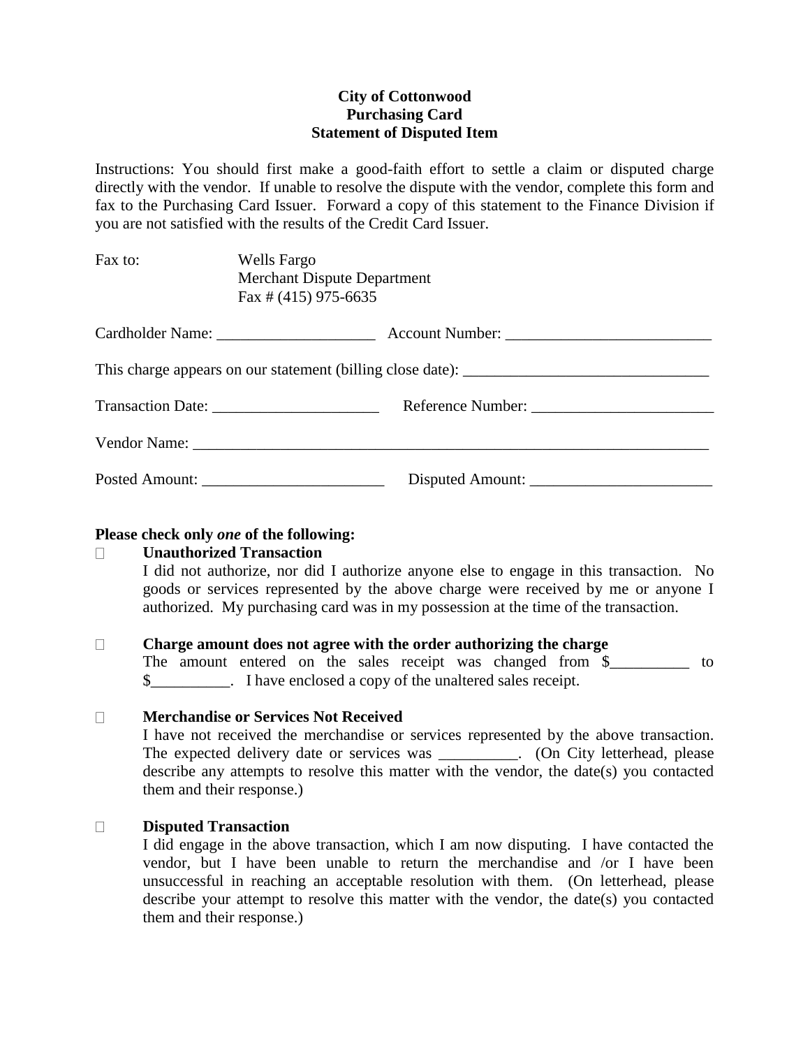**City of Cottonwood**
**Purchasing Card**
**Statement of Disputed Item**

Instructions: You should first make a good-faith effort to settle a claim or disputed charge directly with the vendor. If unable to resolve the dispute with the vendor, complete this form and fax to the Purchasing Card Issuer. Forward a copy of this statement to the Finance Division if you are not satisfied with the results of the Credit Card Issuer.

Fax to: Wells Fargo
Merchant Dispute Department
Fax # (415) 975-6635

Cardholder Name: ____________________ Account Number: __________________________

This charge appears on our statement (billing close date): _______________________________

Transaction Date: _____________________ Reference Number: _______________________

Vendor Name: ____________________________________________________________________

Posted Amount: _______________________ Disputed Amount: _______________________

**Please check only *one* of the following:**

☐ **Unauthorized Transaction**
I did not authorize, nor did I authorize anyone else to engage in this transaction. No goods or services represented by the above charge were received by me or anyone I authorized. My purchasing card was in my possession at the time of the transaction.

☐ **Charge amount does not agree with the order authorizing the charge**
The amount entered on the sales receipt was changed from $__________ to $__________. I have enclosed a copy of the unaltered sales receipt.

☐ **Merchandise or Services Not Received**
I have not received the merchandise or services represented by the above transaction. The expected delivery date or services was __________. (On City letterhead, please describe any attempts to resolve this matter with the vendor, the date(s) you contacted them and their response.)

☐ **Disputed Transaction**
I did engage in the above transaction, which I am now disputing. I have contacted the vendor, but I have been unable to return the merchandise and /or I have been unsuccessful in reaching an acceptable resolution with them. (On letterhead, please describe your attempt to resolve this matter with the vendor, the date(s) you contacted them and their response.)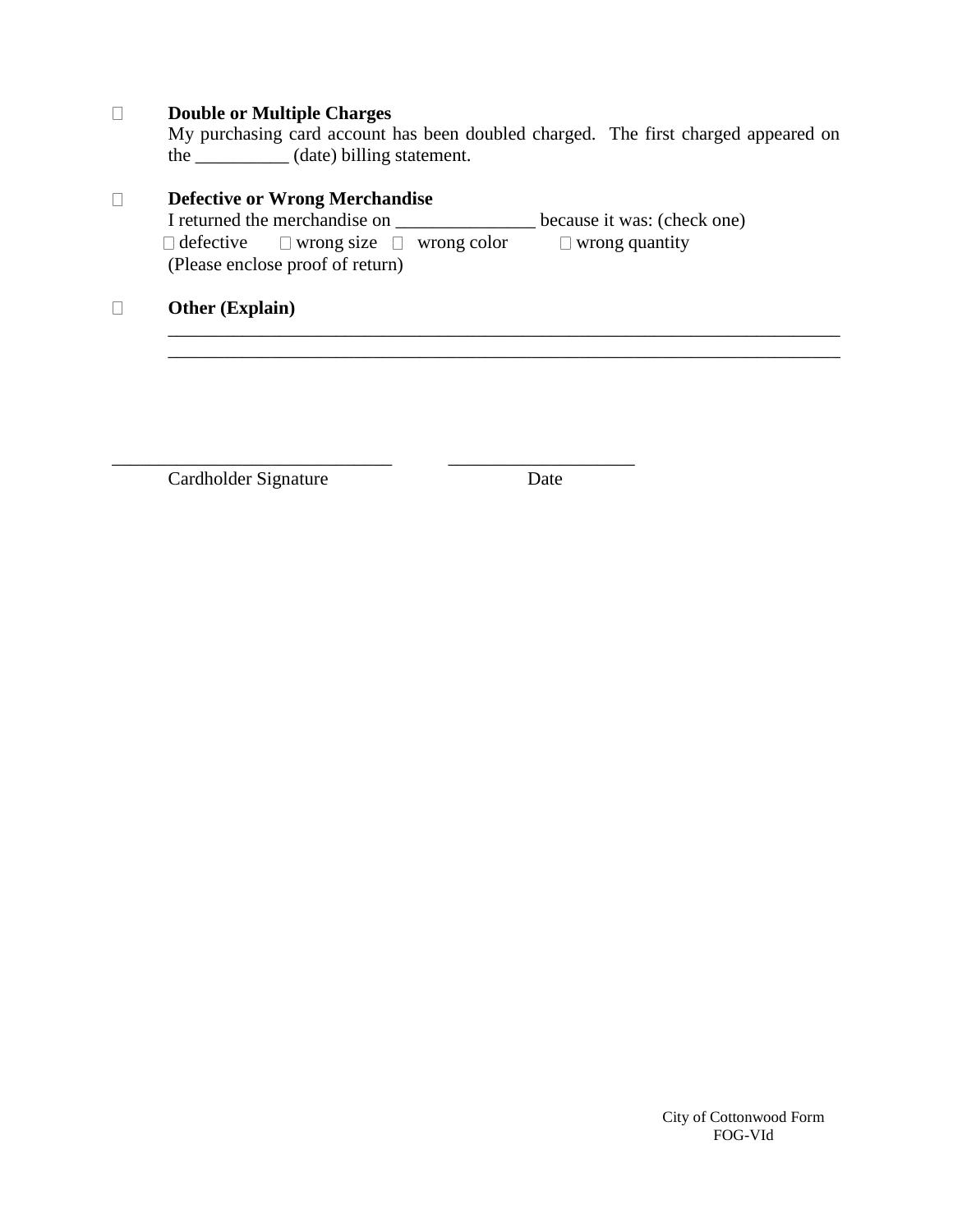☐ **Double or Multiple Charges**
My purchasing card account has been doubled charged. The first charged appeared on the __________ (date) billing statement.

☐ **Defective or Wrong Merchandise**
I returned the merchandise on _______________ because it was: (check one)
☐ defective ☐ wrong size ☐ wrong color ☐ wrong quantity
(Please enclose proof of return)

☐ **Other (Explain)**
_____________________________________________________________________________
_____________________________________________________________________________

______________________________ ____________________
Cardholder Signature Date

City of Cottonwood Form
FOG-VId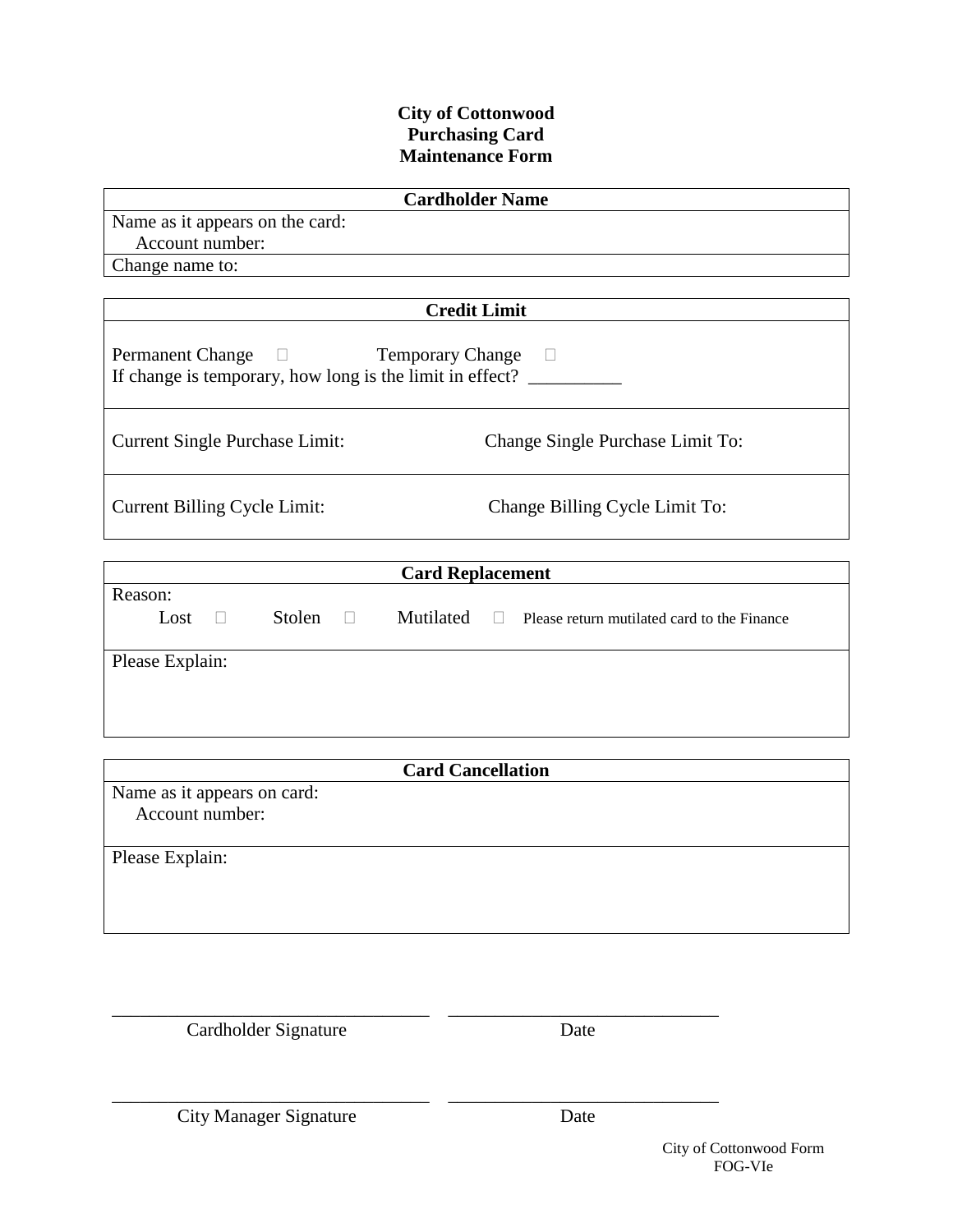**City of Cottonwood**
**Purchasing Card**
**Maintenance Form**

| **Cardholder Name** |
|---|
| Name as it appears on the card:<br>Account number: |
| Change name to: |

| **Credit Limit** | |
|---|---|
| Permanent Change ☐ Temporary Change ☐<br>If change is temporary, how long is the limit in effect? __________ | |
| Current Single Purchase Limit: | Change Single Purchase Limit To: |
| Current Billing Cycle Limit: | Change Billing Cycle Limit To: |

| **Card Replacement** |
|---|
| Reason:<br>Lost ☐ Stolen ☐ Mutilated ☐ Please return mutilated card to the Finance |
| Please Explain: |

| **Card Cancellation** |
|---|
| Name as it appears on card:<br>Account number: |
| Please Explain: |

__________________________________ __________________________
Cardholder Signature Date

__________________________________ __________________________
City Manager Signature Date

City of Cottonwood Form
FOG-VIe